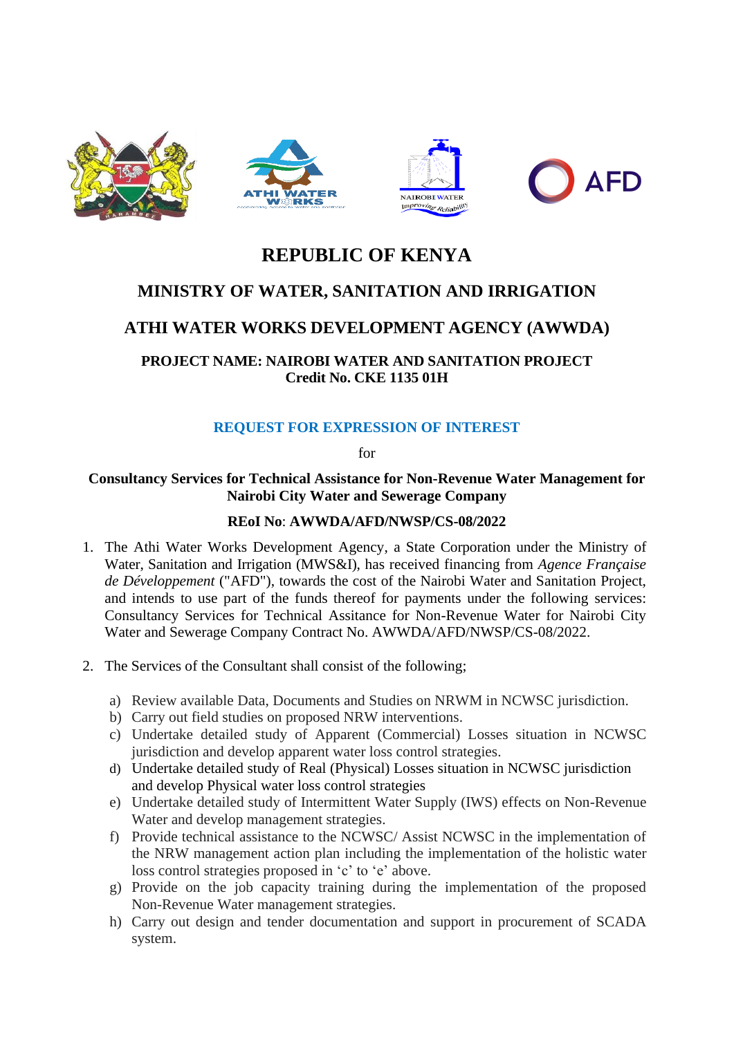# REPUBLIC OF KENYA

## MINISTRY OF WATER, SANITATION AND IRRIGATION

## ATHI WATER WORKS DEVELOPMENT AGENCY (AWWDA)

**PROJECT NAME: NAIROBI WATER AND SANITATION PROJECT**
**Credit No. CKE 1135 01H**

### REQUEST FOR EXPRESSION OF INTEREST

for

**Consultancy Services for Technical Assistance for Non-Revenue Water Management for Nairobi City Water and Sewerage Company**

**REoI No**: **AWWDA/AFD/NWSP/CS-08/2022**

1. The Athi Water Works Development Agency, a State Corporation under the Ministry of Water, Sanitation and Irrigation (MWS&I), has received financing from *Agence Française de Développement* ("AFD"), towards the cost of the Nairobi Water and Sanitation Project, and intends to use part of the funds thereof for payments under the following services: Consultancy Services for Technical Assistance for Non-Revenue Water for Nairobi City Water and Sewerage Company Contract No. AWWDA/AFD/NWSP/CS-08/2022.

2. The Services of the Consultant shall consist of the following;

   a) Review available Data, Documents and Studies on NRWM in NCWSC jurisdiction.
   b) Carry out field studies on proposed NRW interventions.
   c) Undertake detailed study of Apparent (Commercial) Losses situation in NCWSC jurisdiction and develop apparent water loss control strategies.
   d) Undertake detailed study of Real (Physical) Losses situation in NCWSC jurisdiction and develop Physical water loss control strategies
   e) Undertake detailed study of Intermittent Water Supply (IWS) effects on Non-Revenue Water and develop management strategies.
   f) Provide technical assistance to the NCWSC/ Assist NCWSC in the implementation of the NRW management action plan including the implementation of the holistic water loss control strategies proposed in 'c' to 'e' above.
   g) Provide on the job capacity training during the implementation of the proposed Non-Revenue Water management strategies.
   h) Carry out design and tender documentation and support in procurement of SCADA system.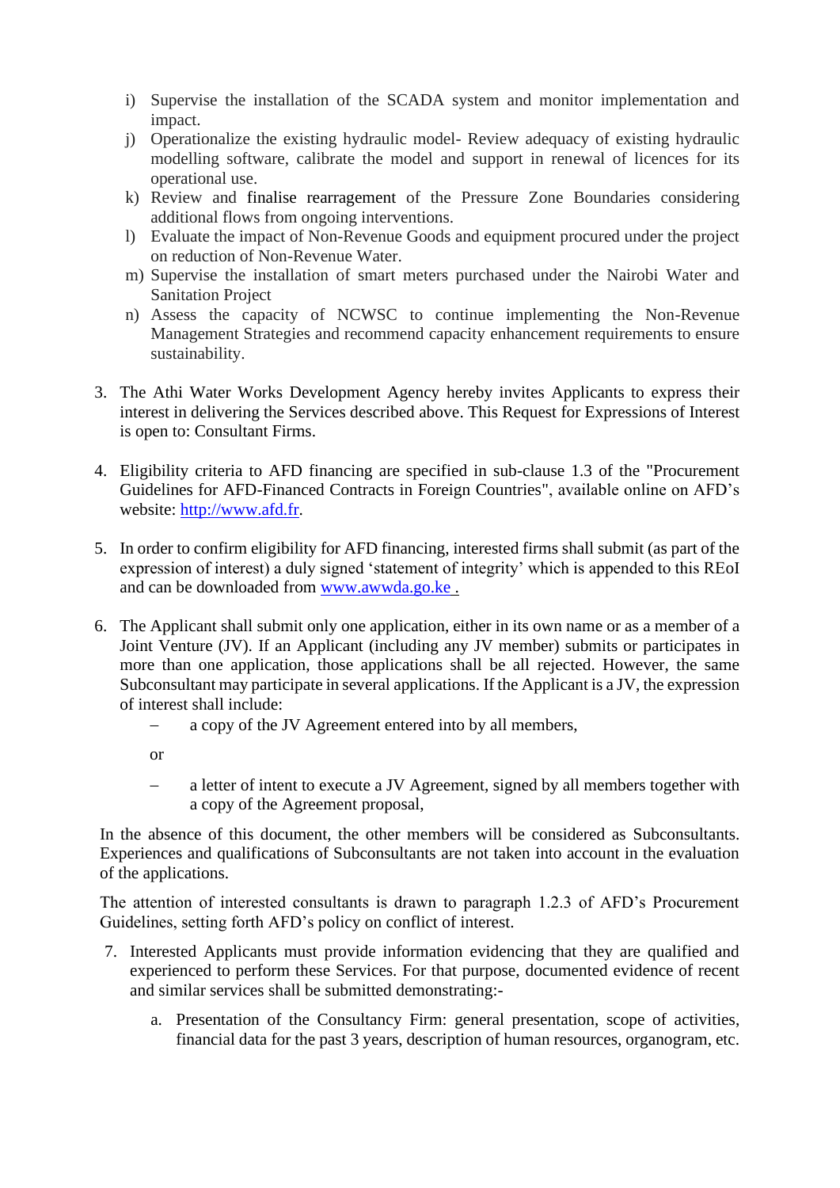i) Supervise the installation of the SCADA system and monitor implementation and impact.
j) Operationalize the existing hydraulic model- Review adequacy of existing hydraulic modelling software, calibrate the model and support in renewal of licences for its operational use.
k) Review and finalise rearragement of the Pressure Zone Boundaries considering additional flows from ongoing interventions.
l) Evaluate the impact of Non-Revenue Goods and equipment procured under the project on reduction of Non-Revenue Water.
m) Supervise the installation of smart meters purchased under the Nairobi Water and Sanitation Project
n) Assess the capacity of NCWSC to continue implementing the Non-Revenue Management Strategies and recommend capacity enhancement requirements to ensure sustainability.

3. The Athi Water Works Development Agency hereby invites Applicants to express their interest in delivering the Services described above. This Request for Expressions of Interest is open to: Consultant Firms.

4. Eligibility criteria to AFD financing are specified in sub-clause 1.3 of the "Procurement Guidelines for AFD-Financed Contracts in Foreign Countries", available online on AFD's website: http://www.afd.fr.

5. In order to confirm eligibility for AFD financing, interested firms shall submit (as part of the expression of interest) a duly signed 'statement of integrity' which is appended to this REoI and can be downloaded from www.awwda.go.ke .

6. The Applicant shall submit only one application, either in its own name or as a member of a Joint Venture (JV). If an Applicant (including any JV member) submits or participates in more than one application, those applications shall be all rejected. However, the same Subconsultant may participate in several applications. If the Applicant is a JV, the expression of interest shall include:
   - a copy of the JV Agreement entered into by all members,

   or

   - a letter of intent to execute a JV Agreement, signed by all members together with a copy of the Agreement proposal,

In the absence of this document, the other members will be considered as Subconsultants. Experiences and qualifications of Subconsultants are not taken into account in the evaluation of the applications.

The attention of interested consultants is drawn to paragraph 1.2.3 of AFD's Procurement Guidelines, setting forth AFD's policy on conflict of interest.

7. Interested Applicants must provide information evidencing that they are qualified and experienced to perform these Services. For that purpose, documented evidence of recent and similar services shall be submitted demonstrating:-

   a. Presentation of the Consultancy Firm: general presentation, scope of activities, financial data for the past 3 years, description of human resources, organogram, etc.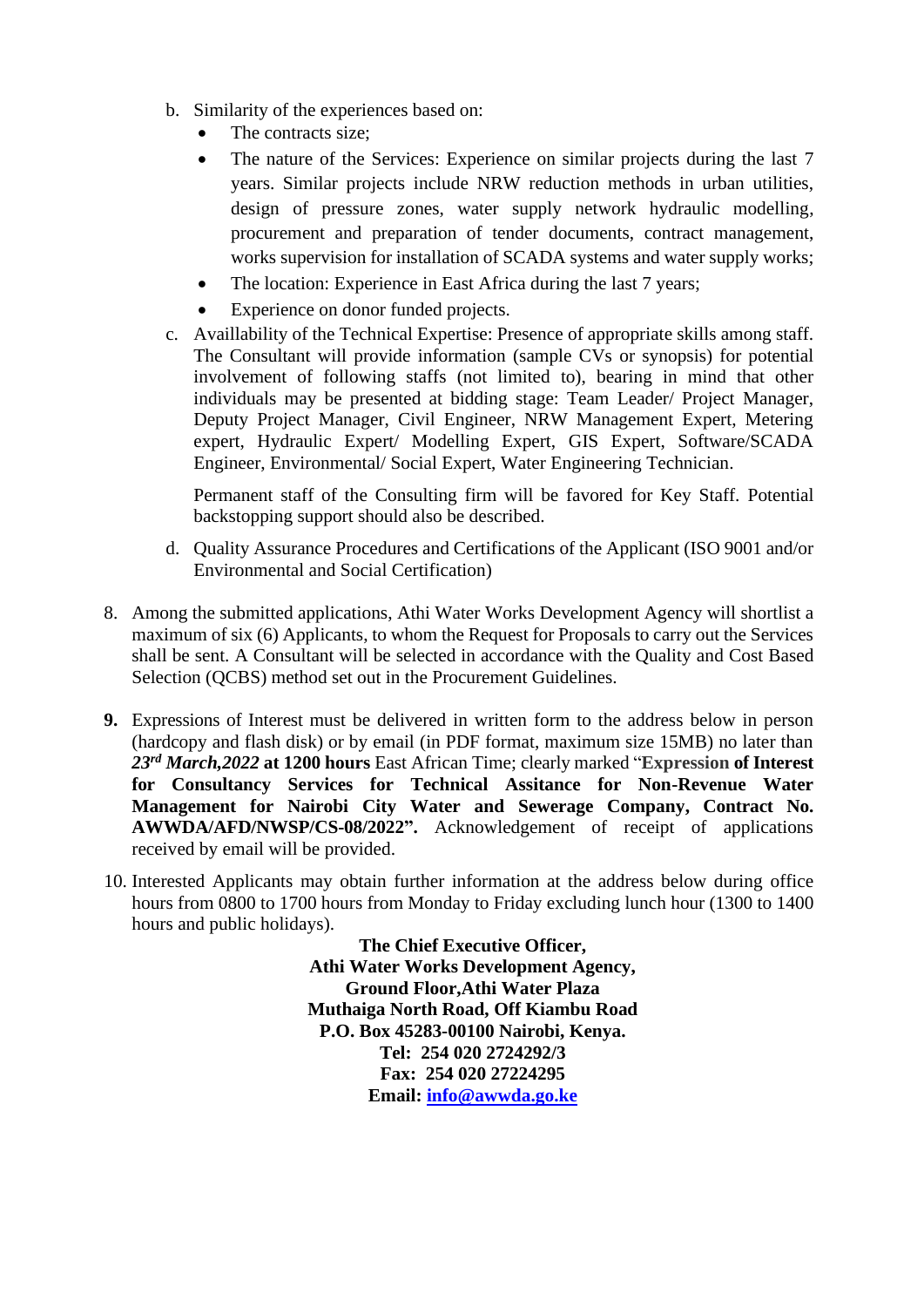b. Similarity of the experiences based on:
    - The contracts size;
    - The nature of the Services: Experience on similar projects during the last 7 years. Similar projects include NRW reduction methods in urban utilities, design of pressure zones, water supply network hydraulic modelling, procurement and preparation of tender documents, contract management, works supervision for installation of SCADA systems and water supply works;
    - The location: Experience in East Africa during the last 7 years;
    - Experience on donor funded projects.

c. Availlability of the Technical Expertise: Presence of appropriate skills among staff. The Consultant will provide information (sample CVs or synopsis) for potential involvement of following staffs (not limited to), bearing in mind that other individuals may be presented at bidding stage: Team Leader/ Project Manager, Deputy Project Manager, Civil Engineer, NRW Management Expert, Metering expert, Hydraulic Expert/ Modelling Expert, GIS Expert, Software/SCADA Engineer, Environmental/ Social Expert, Water Engineering Technician.

    Permanent staff of the Consulting firm will be favored for Key Staff. Potential backstopping support should also be described.

d. Quality Assurance Procedures and Certifications of the Applicant (ISO 9001 and/or Environmental and Social Certification)

8. Among the submitted applications, Athi Water Works Development Agency will shortlist a maximum of six (6) Applicants, to whom the Request for Proposals to carry out the Services shall be sent. A Consultant will be selected in accordance with the Quality and Cost Based Selection (QCBS) method set out in the Procurement Guidelines.

**9.** Expressions of Interest must be delivered in written form to the address below in person (hardcopy and flash disk) or by email (in PDF format, maximum size 15MB) no later than ***23rd March,2022*** **at 1200 hours** East African Time; clearly marked "**Expression of Interest for Consultancy Services for Technical Assitance for Non-Revenue Water Management for Nairobi City Water and Sewerage Company, Contract No. AWWDA/AFD/NWSP/CS-08/2022".** Acknowledgement of receipt of applications received by email will be provided.

10. Interested Applicants may obtain further information at the address below during office hours from 0800 to 1700 hours from Monday to Friday excluding lunch hour (1300 to 1400 hours and public holidays).

**The Chief Executive Officer,**
**Athi Water Works Development Agency,**
**Ground Floor,Athi Water Plaza**
**Muthaiga North Road, Off Kiambu Road**
**P.O. Box 45283-00100 Nairobi, Kenya.**
**Tel: 254 020 2724292/3**
**Fax: 254 020 27224295**
**Email: info@awwda.go.ke**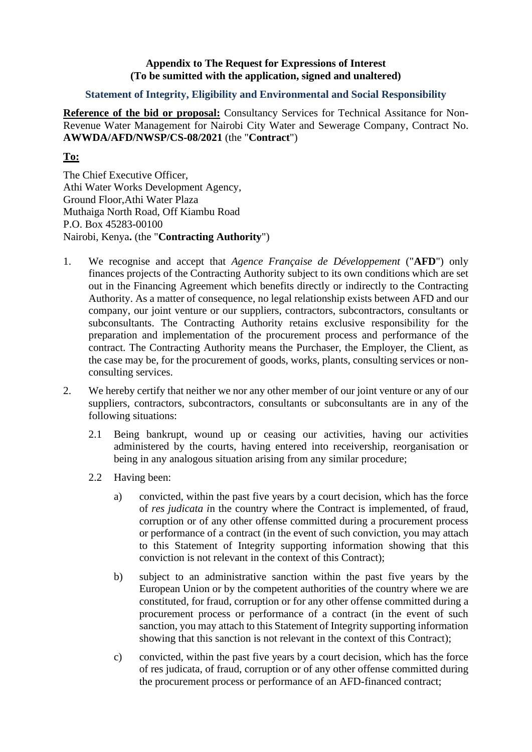**Appendix to The Request for Expressions of Interest**
**(To be sumitted with the application, signed and unaltered)**

### Statement of Integrity, Eligibility and Environmental and Social Responsibility

**Reference of the bid or proposal:** Consultancy Services for Technical Assitance for Non-Revenue Water Management for Nairobi City Water and Sewerage Company, Contract No. **AWWDA/AFD/NWSP/CS-08/2021** (the "**Contract**")

**To:**

The Chief Executive Officer,
Athi Water Works Development Agency,
Ground Floor,Athi Water Plaza
Muthaiga North Road, Off Kiambu Road
P.O. Box 45283-00100
Nairobi, Kenya**.** (the "**Contracting Authority**")

1. We recognise and accept that *Agence Française de Développement* ("**AFD**") only finances projects of the Contracting Authority subject to its own conditions which are set out in the Financing Agreement which benefits directly or indirectly to the Contracting Authority. As a matter of consequence, no legal relationship exists between AFD and our company, our joint venture or our suppliers, contractors, subcontractors, consultants or subconsultants. The Contracting Authority retains exclusive responsibility for the preparation and implementation of the procurement process and performance of the contract. The Contracting Authority means the Purchaser, the Employer, the Client, as the case may be, for the procurement of goods, works, plants, consulting services or non-consulting services.

2. We hereby certify that neither we nor any other member of our joint venture or any of our suppliers, contractors, subcontractors, consultants or subconsultants are in any of the following situations:

   2.1 Being bankrupt, wound up or ceasing our activities, having our activities administered by the courts, having entered into receivership, reorganisation or being in any analogous situation arising from any similar procedure;

   2.2 Having been:

   a) convicted, within the past five years by a court decision, which has the force of *res judicata i*n the country where the Contract is implemented, of fraud, corruption or of any other offense committed during a procurement process or performance of a contract (in the event of such conviction, you may attach to this Statement of Integrity supporting information showing that this conviction is not relevant in the context of this Contract);

   b) subject to an administrative sanction within the past five years by the European Union or by the competent authorities of the country where we are constituted, for fraud, corruption or for any other offense committed during a procurement process or performance of a contract (in the event of such sanction, you may attach to this Statement of Integrity supporting information showing that this sanction is not relevant in the context of this Contract);

   c) convicted, within the past five years by a court decision, which has the force of res judicata, of fraud, corruption or of any other offense committed during the procurement process or performance of an AFD-financed contract;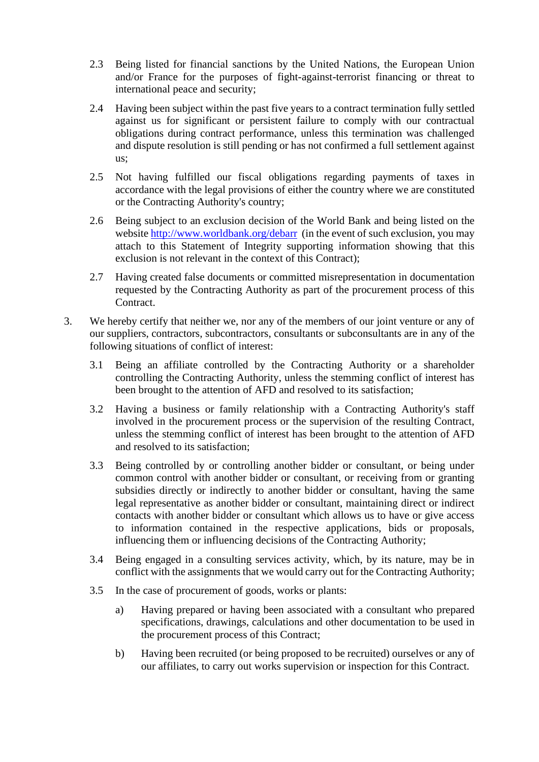2.3 Being listed for financial sanctions by the United Nations, the European Union and/or France for the purposes of fight-against-terrorist financing or threat to international peace and security;

2.4 Having been subject within the past five years to a contract termination fully settled against us for significant or persistent failure to comply with our contractual obligations during contract performance, unless this termination was challenged and dispute resolution is still pending or has not confirmed a full settlement against us;

2.5 Not having fulfilled our fiscal obligations regarding payments of taxes in accordance with the legal provisions of either the country where we are constituted or the Contracting Authority's country;

2.6 Being subject to an exclusion decision of the World Bank and being listed on the website [http://www.worldbank.org/debarr](http://www.worldbank.org/debarr) (in the event of such exclusion, you may attach to this Statement of Integrity supporting information showing that this exclusion is not relevant in the context of this Contract);

2.7 Having created false documents or committed misrepresentation in documentation requested by the Contracting Authority as part of the procurement process of this Contract.

3. We hereby certify that neither we, nor any of the members of our joint venture or any of our suppliers, contractors, subcontractors, consultants or subconsultants are in any of the following situations of conflict of interest:

   3.1 Being an affiliate controlled by the Contracting Authority or a shareholder controlling the Contracting Authority, unless the stemming conflict of interest has been brought to the attention of AFD and resolved to its satisfaction;

   3.2 Having a business or family relationship with a Contracting Authority's staff involved in the procurement process or the supervision of the resulting Contract, unless the stemming conflict of interest has been brought to the attention of AFD and resolved to its satisfaction;

   3.3 Being controlled by or controlling another bidder or consultant, or being under common control with another bidder or consultant, or receiving from or granting subsidies directly or indirectly to another bidder or consultant, having the same legal representative as another bidder or consultant, maintaining direct or indirect contacts with another bidder or consultant which allows us to have or give access to information contained in the respective applications, bids or proposals, influencing them or influencing decisions of the Contracting Authority;

   3.4 Being engaged in a consulting services activity, which, by its nature, may be in conflict with the assignments that we would carry out for the Contracting Authority;

   3.5 In the case of procurement of goods, works or plants:

      a) Having prepared or having been associated with a consultant who prepared specifications, drawings, calculations and other documentation to be used in the procurement process of this Contract;

      b) Having been recruited (or being proposed to be recruited) ourselves or any of our affiliates, to carry out works supervision or inspection for this Contract.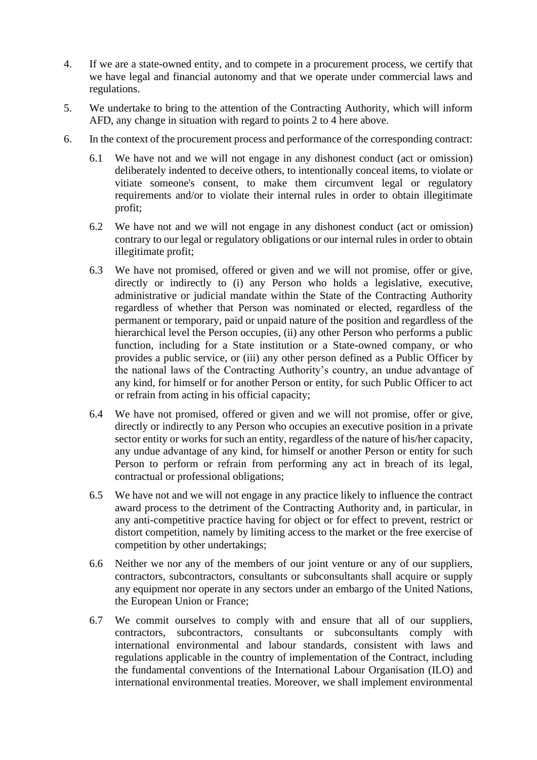4. If we are a state-owned entity, and to compete in a procurement process, we certify that we have legal and financial autonomy and that we operate under commercial laws and regulations.

5. We undertake to bring to the attention of the Contracting Authority, which will inform AFD, any change in situation with regard to points 2 to 4 here above.

6. In the context of the procurement process and performance of the corresponding contract:

   6.1 We have not and we will not engage in any dishonest conduct (act or omission) deliberately indented to deceive others, to intentionally conceal items, to violate or vitiate someone's consent, to make them circumvent legal or regulatory requirements and/or to violate their internal rules in order to obtain illegitimate profit;

   6.2 We have not and we will not engage in any dishonest conduct (act or omission) contrary to our legal or regulatory obligations or our internal rules in order to obtain illegitimate profit;

   6.3 We have not promised, offered or given and we will not promise, offer or give, directly or indirectly to (i) any Person who holds a legislative, executive, administrative or judicial mandate within the State of the Contracting Authority regardless of whether that Person was nominated or elected, regardless of the permanent or temporary, paid or unpaid nature of the position and regardless of the hierarchical level the Person occupies, (ii) any other Person who performs a public function, including for a State institution or a State-owned company, or who provides a public service, or (iii) any other person defined as a Public Officer by the national laws of the Contracting Authority's country, an undue advantage of any kind, for himself or for another Person or entity, for such Public Officer to act or refrain from acting in his official capacity;

   6.4 We have not promised, offered or given and we will not promise, offer or give, directly or indirectly to any Person who occupies an executive position in a private sector entity or works for such an entity, regardless of the nature of his/her capacity, any undue advantage of any kind, for himself or another Person or entity for such Person to perform or refrain from performing any act in breach of its legal, contractual or professional obligations;

   6.5 We have not and we will not engage in any practice likely to influence the contract award process to the detriment of the Contracting Authority and, in particular, in any anti-competitive practice having for object or for effect to prevent, restrict or distort competition, namely by limiting access to the market or the free exercise of competition by other undertakings;

   6.6 Neither we nor any of the members of our joint venture or any of our suppliers, contractors, subcontractors, consultants or subconsultants shall acquire or supply any equipment nor operate in any sectors under an embargo of the United Nations, the European Union or France;

   6.7 We commit ourselves to comply with and ensure that all of our suppliers, contractors, subcontractors, consultants or subconsultants comply with international environmental and labour standards, consistent with laws and regulations applicable in the country of implementation of the Contract, including the fundamental conventions of the International Labour Organisation (ILO) and international environmental treaties. Moreover, we shall implement environmental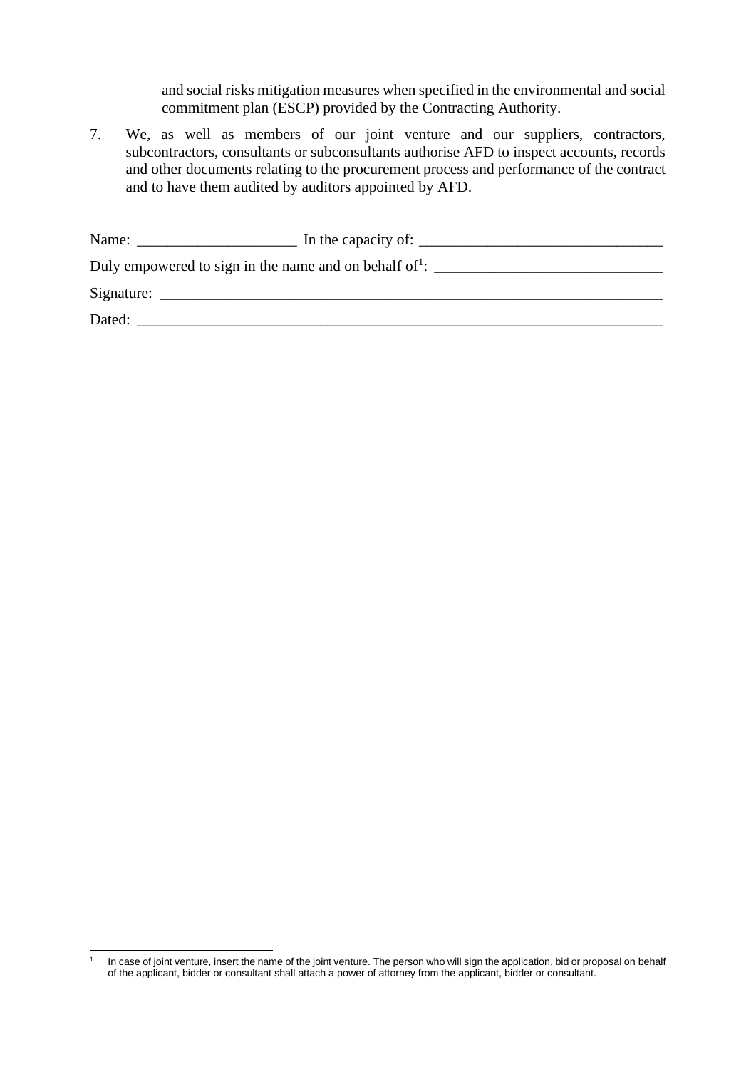and social risks mitigation measures when specified in the environmental and social commitment plan (ESCP) provided by the Contracting Authority.

7. We, as well as members of our joint venture and our suppliers, contractors, subcontractors, consultants or subconsultants authorise AFD to inspect accounts, records and other documents relating to the procurement process and performance of the contract and to have them audited by auditors appointed by AFD.

Name: _____________________ In the capacity of: _______________________________

Duly empowered to sign in the name and on behalf of[1]: _____________________________

Signature: _________________________________________________________________

Dated: ____________________________________________________________________

[1] In case of joint venture, insert the name of the joint venture. The person who will sign the application, bid or proposal on behalf of the applicant, bidder or consultant shall attach a power of attorney from the applicant, bidder or consultant.